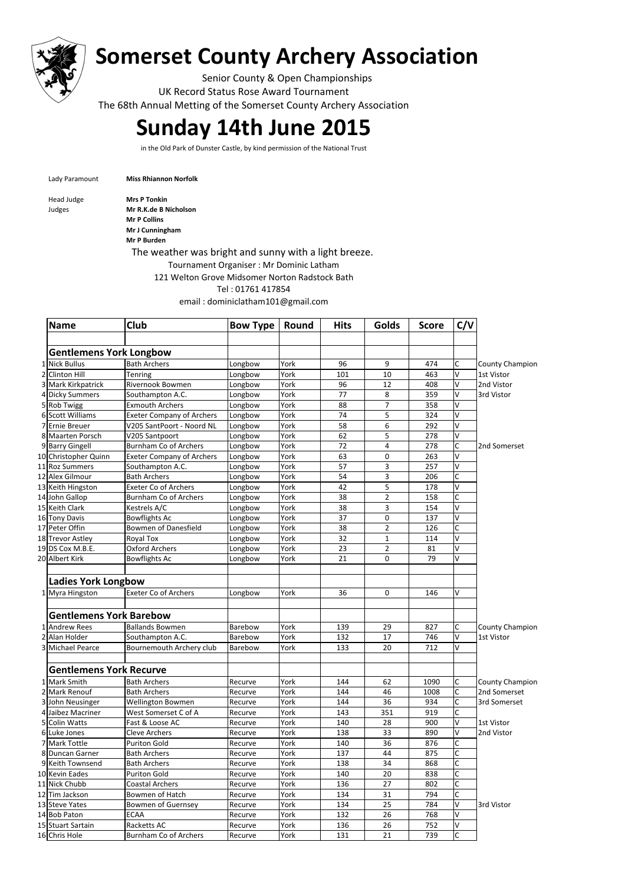# Somerset County Archery Association

Senior County & Open Championships

UK Record Status Rose Award Tournament

The 68th Annual Metting of the Somerset County Archery Association

# Sunday 14th June 2015

in the Old Park of Dunster Castle, by kind permission of the National Trust

Lady Paramount **Miss Rhiannon Norfolk**

Head Judge **Mrs P Tonkin**

Judges **Mr R.K.de B Nicholson**

**Mr P Collins**

**Mr J Cunningham**

**Mr P Burden**

The weather was bright and sunny with a light breeze.

Tournament Organiser : Mr Dominic Latham

121 Welton Grove Midsomer Norton Radstock Bath

Tel : 01761 417854

email : dominiclatham101@gmail.com

| | Name | Club | Bow Type | Round | Hits | Golds | Score | C/V | |
|---|---|---|---|---|---|---|---|---|---|
| | **Gentlemens York Longbow** | | | | | | | | |
| 1 | Nick Bullus | Bath Archers | Longbow | York | 96 | 9 | 474 | C | County Champion |
| 2 | Clinton Hill | Tenring | Longbow | York | 101 | 10 | 463 | V | 1st Vistor |
| 3 | Mark Kirkpatrick | Rivernook Bowmen | Longbow | York | 96 | 12 | 408 | V | 2nd Vistor |
| 4 | Dicky Summers | Southampton A.C. | Longbow | York | 77 | 8 | 359 | V | 3rd Vistor |
| 5 | Rob Twigg | Exmouth Archers | Longbow | York | 88 | 7 | 358 | V | |
| 6 | Scott Williams | Exeter Company of Archers | Longbow | York | 74 | 5 | 324 | V | |
| 7 | Ernie Breuer | V205 SantPoort - Noord NL | Longbow | York | 58 | 6 | 292 | V | |
| 8 | Maarten Porsch | V205 Santpoort | Longbow | York | 62 | 5 | 278 | V | |
| 9 | Barry Gingell | Burnham Co of Archers | Longbow | York | 72 | 4 | 278 | C | 2nd Somerset |
| 10 | Christopher Quinn | Exeter Company of Archers | Longbow | York | 63 | 0 | 263 | V | |
| 11 | Roz Summers | Southampton A.C. | Longbow | York | 57 | 3 | 257 | V | |
| 12 | Alex Gilmour | Bath Archers | Longbow | York | 54 | 3 | 206 | C | |
| 13 | Keith Hingston | Exeter Co of Archers | Longbow | York | 42 | 5 | 178 | V | |
| 14 | John Gallop | Burnham Co of Archers | Longbow | York | 38 | 2 | 158 | C | |
| 15 | Keith Clark | Kestrels A/C | Longbow | York | 38 | 3 | 154 | V | |
| 16 | Tony Davis | Bowflights Ac | Longbow | York | 37 | 0 | 137 | V | |
| 17 | Peter Offin | Bowmen of Danesfield | Longbow | York | 38 | 2 | 126 | C | |
| 18 | Trevor Astley | Royal Tox | Longbow | York | 32 | 1 | 114 | V | |
| 19 | DS Cox M.B.E. | Oxford Archers | Longbow | York | 23 | 2 | 81 | V | |
| 20 | Albert Kirk | Bowflights Ac | Longbow | York | 21 | 0 | 79 | V | |
| | **Ladies York Longbow** | | | | | | | | |
| 1 | Myra Hingston | Exeter Co of Archers | Longbow | York | 36 | 0 | 146 | V | |
| | **Gentlemens York Barebow** | | | | | | | | |
| 1 | Andrew Rees | Ballands Bowmen | Barebow | York | 139 | 29 | 827 | C | County Champion |
| 2 | Alan Holder | Southampton A.C. | Barebow | York | 132 | 17 | 746 | V | 1st Vistor |
| 3 | Michael Pearce | Bournemouth Archery club | Barebow | York | 133 | 20 | 712 | V | |
| | **Gentlemens York Recurve** | | | | | | | | |
| 1 | Mark Smith | Bath Archers | Recurve | York | 144 | 62 | 1090 | C | County Champion |
| 2 | Mark Renouf | Bath Archers | Recurve | York | 144 | 46 | 1008 | C | 2nd Somerset |
| 3 | John Neusinger | Wellington Bowmen | Recurve | York | 144 | 36 | 934 | C | 3rd Somerset |
| 4 | Jaibez Macriner | West Somerset C of A | Recurve | York | 143 | 351 | 919 | C | |
| 5 | Colin Watts | Fast & Loose AC | Recurve | York | 140 | 28 | 900 | V | 1st Vistor |
| 6 | Luke Jones | Cleve Archers | Recurve | York | 138 | 33 | 890 | V | 2nd Vistor |
| 7 | Mark Tottle | Puriton Gold | Recurve | York | 140 | 36 | 876 | C | |
| 8 | Duncan Garner | Bath Archers | Recurve | York | 137 | 44 | 875 | C | |
| 9 | Keith Townsend | Bath Archers | Recurve | York | 138 | 34 | 868 | C | |
| 10 | Kevin Eades | Puriton Gold | Recurve | York | 140 | 20 | 838 | C | |
| 11 | Nick Chubb | Coastal Archers | Recurve | York | 136 | 27 | 802 | C | |
| 12 | Tim Jackson | Bowmen of Hatch | Recurve | York | 134 | 31 | 794 | C | |
| 13 | Steve Yates | Bowmen of Guernsey | Recurve | York | 134 | 25 | 784 | V | 3rd Vistor |
| 14 | Bob Paton | ECAA | Recurve | York | 132 | 26 | 768 | V | |
| 15 | Stuart Sartain | Racketts AC | Recurve | York | 136 | 26 | 752 | V | |
| 16 | Chris Hole | Burnham Co of Archers | Recurve | York | 131 | 21 | 739 | C | |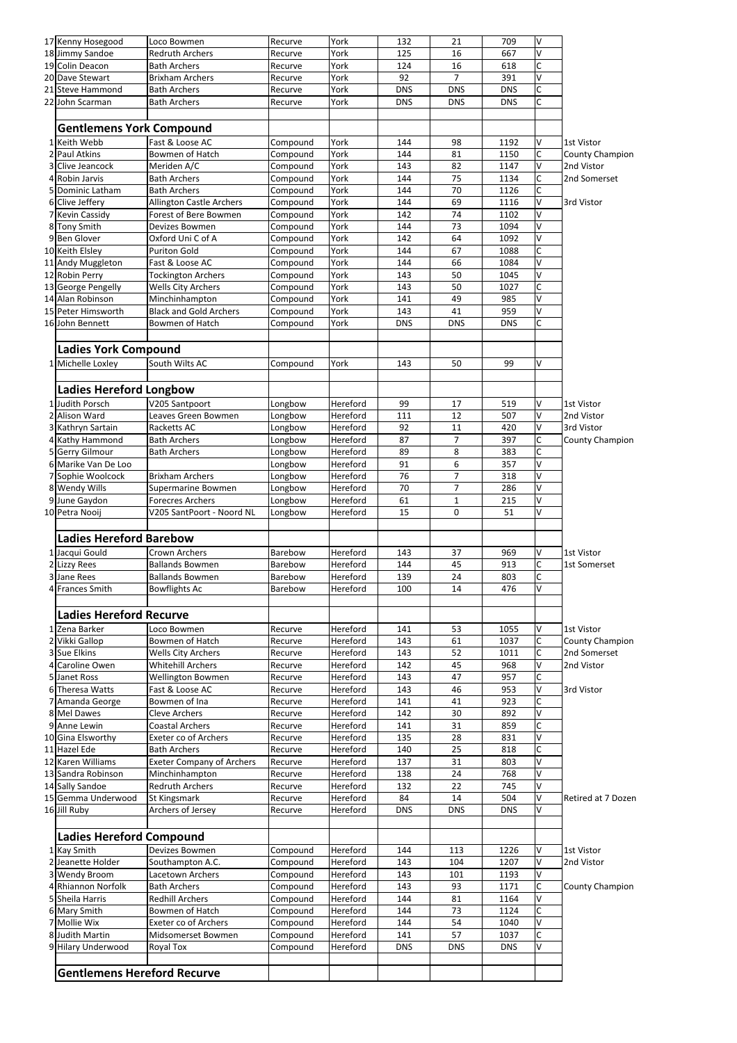| | | | | | | | | | |
|---|---|---|---|---|---|---|---|---|---|
| 17 | Kenny Hosegood | Loco Bowmen | Recurve | York | 132 | 21 | 709 | V | |
| 18 | Jimmy Sandoe | Redruth Archers | Recurve | York | 125 | 16 | 667 | V | |
| 19 | Colin Deacon | Bath Archers | Recurve | York | 124 | 16 | 618 | C | |
| 20 | Dave Stewart | Brixham Archers | Recurve | York | 92 | 7 | 391 | V | |
| 21 | Steve Hammond | Bath Archers | Recurve | York | DNS | DNS | DNS | C | |
| 22 | John Scarman | Bath Archers | Recurve | York | DNS | DNS | DNS | C | |
| | | | | | | | | | |
| | **Gentlemens York Compound** | | | | | | | | |
| 1 | Keith Webb | Fast & Loose AC | Compound | York | 144 | 98 | 1192 | V | 1st Vistor |
| 2 | Paul Atkins | Bowmen of Hatch | Compound | York | 144 | 81 | 1150 | C | County Champion |
| 3 | Clive Jeancock | Meriden A/C | Compound | York | 143 | 82 | 1147 | V | 2nd Vistor |
| 4 | Robin Jarvis | Bath Archers | Compound | York | 144 | 75 | 1134 | C | 2nd Somerset |
| 5 | Dominic Latham | Bath Archers | Compound | York | 144 | 70 | 1126 | C | |
| 6 | Clive Jeffery | Allington Castle Archers | Compound | York | 144 | 69 | 1116 | V | 3rd Vistor |
| 7 | Kevin Cassidy | Forest of Bere Bowmen | Compound | York | 142 | 74 | 1102 | V | |
| 8 | Tony Smith | Devizes Bowmen | Compound | York | 144 | 73 | 1094 | V | |
| 9 | Ben Glover | Oxford Uni C of A | Compound | York | 142 | 64 | 1092 | V | |
| 10 | Keith Elsley | Puriton Gold | Compound | York | 144 | 67 | 1088 | C | |
| 11 | Andy Muggleton | Fast & Loose AC | Compound | York | 144 | 66 | 1084 | V | |
| 12 | Robin Perry | Tockington Archers | Compound | York | 143 | 50 | 1045 | V | |
| 13 | George Pengelly | Wells City Archers | Compound | York | 143 | 50 | 1027 | C | |
| 14 | Alan Robinson | Minchinhampton | Compound | York | 141 | 49 | 985 | V | |
| 15 | Peter Himsworth | Black and Gold Archers | Compound | York | 143 | 41 | 959 | V | |
| 16 | John Bennett | Bowmen of Hatch | Compound | York | DNS | DNS | DNS | C | |
| | | | | | | | | | |
| | **Ladies York Compound** | | | | | | | | |
| 1 | Michelle Loxley | South Wilts AC | Compound | York | 143 | 50 | 99 | V | |
| | | | | | | | | | |
| | **Ladies Hereford Longbow** | | | | | | | | |
| 1 | Judith Porsch | V205 Santpoort | Longbow | Hereford | 99 | 17 | 519 | V | 1st Vistor |
| 2 | Alison Ward | Leaves Green Bowmen | Longbow | Hereford | 111 | 12 | 507 | V | 2nd Vistor |
| 3 | Kathryn Sartain | Racketts AC | Longbow | Hereford | 92 | 11 | 420 | V | 3rd Vistor |
| 4 | Kathy Hammond | Bath Archers | Longbow | Hereford | 87 | 7 | 397 | C | County Champion |
| 5 | Gerry Gilmour | Bath Archers | Longbow | Hereford | 89 | 8 | 383 | C | |
| 6 | Marike Van De Loo | | Longbow | Hereford | 91 | 6 | 357 | V | |
| 7 | Sophie Woolcock | Brixham Archers | Longbow | Hereford | 76 | 7 | 318 | V | |
| 8 | Wendy Wills | Supermarine Bowmen | Longbow | Hereford | 70 | 7 | 286 | V | |
| 9 | June Gaydon | Forecres Archers | Longbow | Hereford | 61 | 1 | 215 | V | |
| 10 | Petra Nooij | V205 SantPoort - Noord NL | Longbow | Hereford | 15 | 0 | 51 | V | |
| | | | | | | | | | |
| | **Ladies Hereford Barebow** | | | | | | | | |
| 1 | Jacqui Gould | Crown Archers | Barebow | Hereford | 143 | 37 | 969 | V | 1st Vistor |
| 2 | Lizzy Rees | Ballands Bowmen | Barebow | Hereford | 144 | 45 | 913 | C | 1st Somerset |
| 3 | Jane Rees | Ballands Bowmen | Barebow | Hereford | 139 | 24 | 803 | C | |
| 4 | Frances Smith | Bowflights Ac | Barebow | Hereford | 100 | 14 | 476 | V | |
| | | | | | | | | | |
| | **Ladies Hereford Recurve** | | | | | | | | |
| 1 | Zena Barker | Loco Bowmen | Recurve | Hereford | 141 | 53 | 1055 | V | 1st Vistor |
| 2 | Vikki Gallop | Bowmen of Hatch | Recurve | Hereford | 143 | 61 | 1037 | C | County Champion |
| 3 | Sue Elkins | Wells City Archers | Recurve | Hereford | 143 | 52 | 1011 | C | 2nd Somerset |
| 4 | Caroline Owen | Whitehill Archers | Recurve | Hereford | 142 | 45 | 968 | V | 2nd Vistor |
| 5 | Janet Ross | Wellington Bowmen | Recurve | Hereford | 143 | 47 | 957 | C | |
| 6 | Theresa Watts | Fast & Loose AC | Recurve | Hereford | 143 | 46 | 953 | V | 3rd Vistor |
| 7 | Amanda George | Bowmen of Ina | Recurve | Hereford | 141 | 41 | 923 | C | |
| 8 | Mel Dawes | Cleve Archers | Recurve | Hereford | 142 | 30 | 892 | V | |
| 9 | Anne Lewin | Coastal Archers | Recurve | Hereford | 141 | 31 | 859 | C | |
| 10 | Gina Elsworthy | Exeter co of Archers | Recurve | Hereford | 135 | 28 | 831 | V | |
| 11 | Hazel Ede | Bath Archers | Recurve | Hereford | 140 | 25 | 818 | C | |
| 12 | Karen Williams | Exeter Company of Archers | Recurve | Hereford | 137 | 31 | 803 | V | |
| 13 | Sandra Robinson | Minchinhampton | Recurve | Hereford | 138 | 24 | 768 | V | |
| 14 | Sally Sandoe | Redruth Archers | Recurve | Hereford | 132 | 22 | 745 | V | |
| 15 | Gemma Underwood | St Kingsmark | Recurve | Hereford | 84 | 14 | 504 | V | Retired at 7 Dozen |
| 16 | Jill Ruby | Archers of Jersey | Recurve | Hereford | DNS | DNS | DNS | V | |
| | | | | | | | | | |
| | **Ladies Hereford Compound** | | | | | | | | |
| 1 | Kay Smith | Devizes Bowmen | Compound | Hereford | 144 | 113 | 1226 | V | 1st Vistor |
| 2 | Jeanette Holder | Southampton A.C. | Compound | Hereford | 143 | 104 | 1207 | V | 2nd Vistor |
| 3 | Wendy Broom | Lacetown Archers | Compound | Hereford | 143 | 101 | 1193 | V | |
| 4 | Rhiannon Norfolk | Bath Archers | Compound | Hereford | 143 | 93 | 1171 | C | County Champion |
| 5 | Sheila Harris | Redhill Archers | Compound | Hereford | 144 | 81 | 1164 | V | |
| 6 | Mary Smith | Bowmen of Hatch | Compound | Hereford | 144 | 73 | 1124 | C | |
| 7 | Mollie Wix | Exeter co of Archers | Compound | Hereford | 144 | 54 | 1040 | V | |
| 8 | Judith Martin | Midsomerset Bowmen | Compound | Hereford | 141 | 57 | 1037 | C | |
| 9 | Hilary Underwood | Royal Tox | Compound | Hereford | DNS | DNS | DNS | V | |
| | | | | | | | | | |
| | **Gentlemens Hereford Recurve** | | | | | | | | |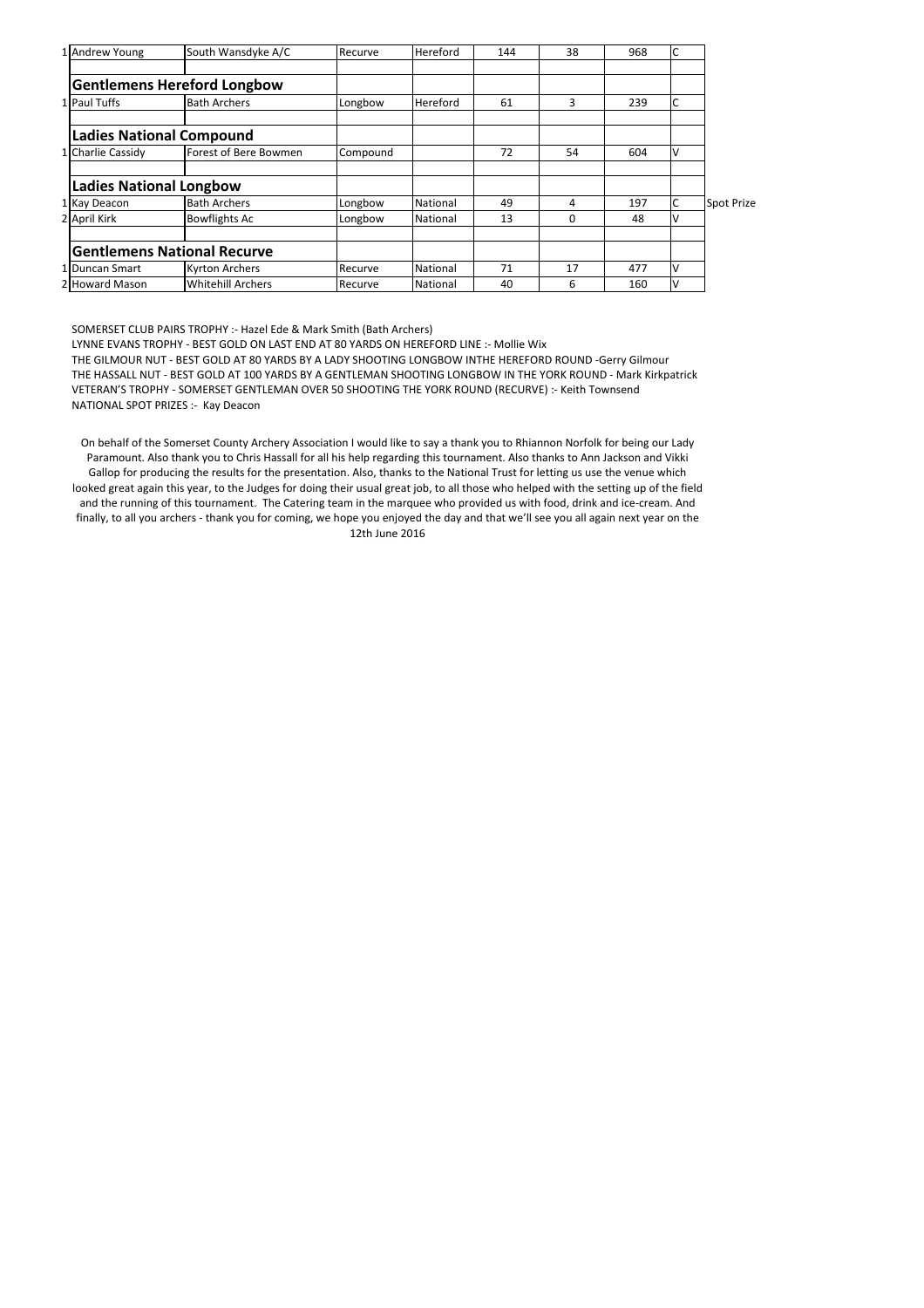| | | | | | | | | | |
|---|---|---|---|---|---|---|---|---|---|
| 1 | Andrew Young | South Wansdyke A/C | Recurve | Hereford | 144 | 38 | 968 | C | |
| | | | | | | | | | |
| | **Gentlemens Hereford Longbow** | | | | | | | | |
| 1 | Paul Tuffs | Bath Archers | Longbow | Hereford | 61 | 3 | 239 | C | |
| | | | | | | | | | |
| | **Ladies National Compound** | | | | | | | | |
| 1 | Charlie Cassidy | Forest of Bere Bowmen | Compound | | 72 | 54 | 604 | V | |
| | | | | | | | | | |
| | **Ladies National Longbow** | | | | | | | | |
| 1 | Kay Deacon | Bath Archers | Longbow | National | 49 | 4 | 197 | C | Spot Prize |
| 2 | April Kirk | Bowflights Ac | Longbow | National | 13 | 0 | 48 | V | |
| | | | | | | | | | |
| | **Gentlemens National Recurve** | | | | | | | | |
| 1 | Duncan Smart | Kyrton Archers | Recurve | National | 71 | 17 | 477 | V | |
| 2 | Howard Mason | Whitehill Archers | Recurve | National | 40 | 6 | 160 | V | |

SOMERSET CLUB PAIRS TROPHY :- Hazel Ede & Mark Smith (Bath Archers)
LYNNE EVANS TROPHY - BEST GOLD ON LAST END AT 80 YARDS ON HEREFORD LINE :- Mollie Wix
THE GILMOUR NUT - BEST GOLD AT 80 YARDS BY A LADY SHOOTING LONGBOW INTHE HEREFORD ROUND -Gerry Gilmour
THE HASSALL NUT - BEST GOLD AT 100 YARDS BY A GENTLEMAN SHOOTING LONGBOW IN THE YORK ROUND - Mark Kirkpatrick
VETERAN'S TROPHY - SOMERSET GENTLEMAN OVER 50 SHOOTING THE YORK ROUND (RECURVE) :- Keith Townsend
NATIONAL SPOT PRIZES :- Kay Deacon

On behalf of the Somerset County Archery Association I would like to say a thank you to Rhiannon Norfolk for being our Lady Paramount. Also thank you to Chris Hassall for all his help regarding this tournament. Also thanks to Ann Jackson and Vikki Gallop for producing the results for the presentation. Also, thanks to the National Trust for letting us use the venue which looked great again this year, to the Judges for doing their usual great job, to all those who helped with the setting up of the field and the running of this tournament. The Catering team in the marquee who provided us with food, drink and ice-cream. And finally, to all you archers - thank you for coming, we hope you enjoyed the day and that we'll see you all again next year on the 12th June 2016